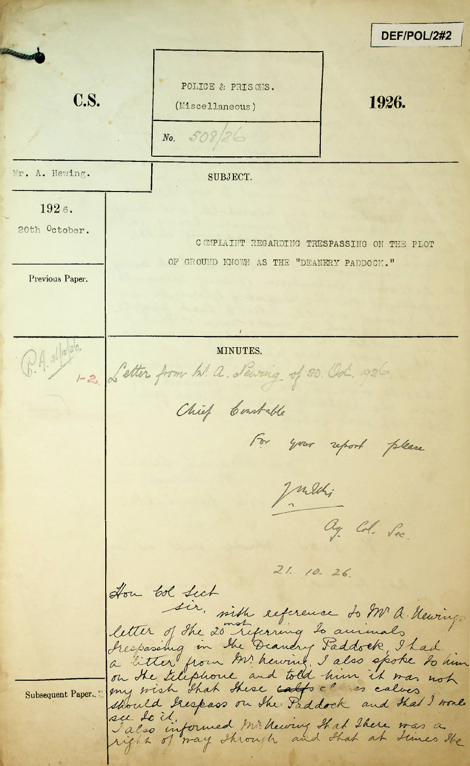DEF/POL/2#2

**C.S.**

POLICE & PRISONS.
(Miscellaneous)

No. 508/26

**1926.**

Mr. A. Hewing.

SUBJECT.

1926.
20th October.

COMPLAINT REGARDING TRESPASSING ON THE PLOT OF GROUND KNOWN AS THE "DEANERY PADDOCK."

Previous Paper.

MINUTES.

P.A. 21/10/26

1-2. Letter from Mr. A. Hewing of 20. Oct. 1926.

Chief Constable

For your report please

J. M. Ashi
Ag. Col. Sec.

21. 10. 26.

Hon Col Sect

Sir, with reference to Mr A. Hewing's letter of the 20^{inst} referring to animals trespassing in the Deanery Paddock, I had a letter from Mr. Hewing, I also spoke to him on the telephone and told him it was not my wish that these ~~calfs~~ calves should trespass on the Paddock and that I would see to it.

I also informed Mr. Hewing that there was a right of way through and that at times the

Subsequent Paper.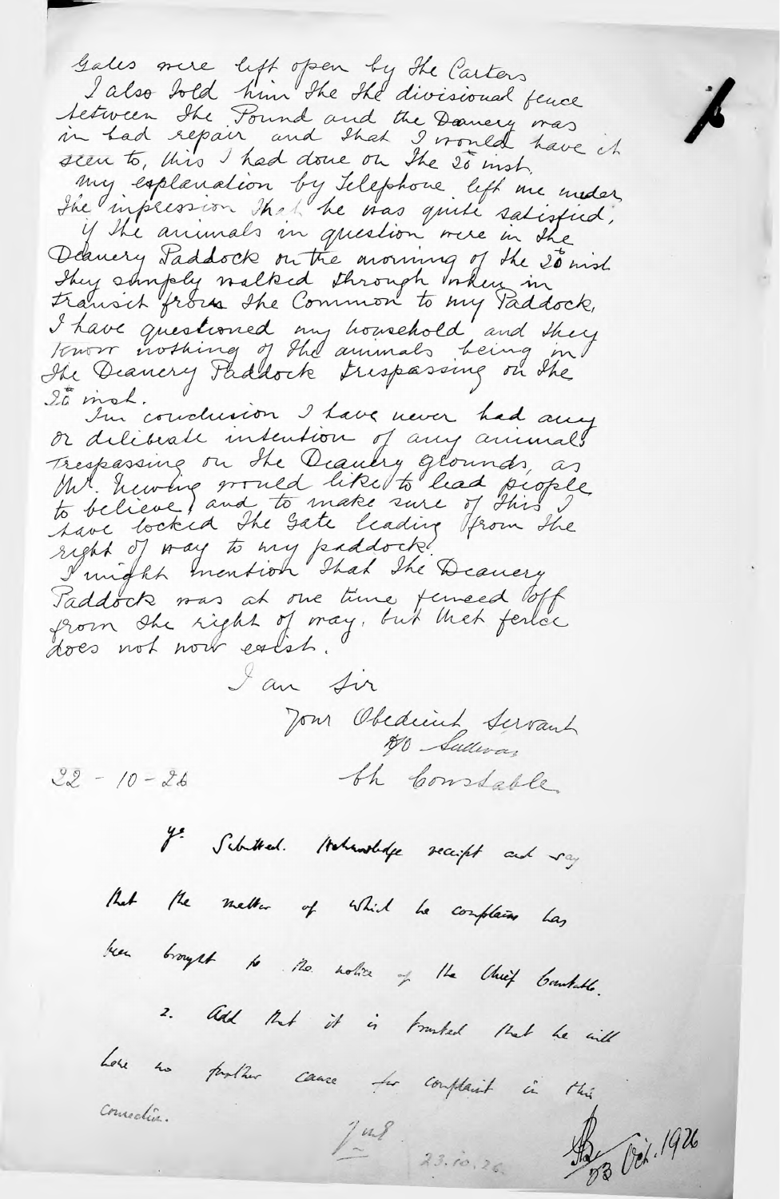Gates were left open by the Carters
I also told him the the divisional fence between the Pound and the Deanery was in bad repair and that I would have it seen to, this I had done on the 20th inst.
My explanation by Telephone left me under the impression that he was quite satisfied, if the animals in question were in the Deanery Paddock on the morning of the 20th inst they simply walked through when in transit from the Common to my Paddock,
I have questioned my household and they know nothing of the animals being in the Deanery Paddock trespassing on the 20th inst.
In conclusion I have never had any or deliberate intention of any animals trespassing on the Deanery grounds, as Mr. Newing would like to lead people to believe, and to make sure of this I have locked the gate leading from the right of way to my paddock.
I might mention that the Deanery Paddock was at one time fenced off from the right of way, but that fence does not now exist.

I am Sir

Your Obedient Servant
PO Sullivan
Ch Constable

22 - 10 - 26

Y? Submitted. Acknowledge receipt and say that the matter of which he complains has been brought to the notice of the Chief Constable.

2. Add that it is trusted that he will have no further cause for complaint in this connection.

Int
23.10.26

23 Oct. 1926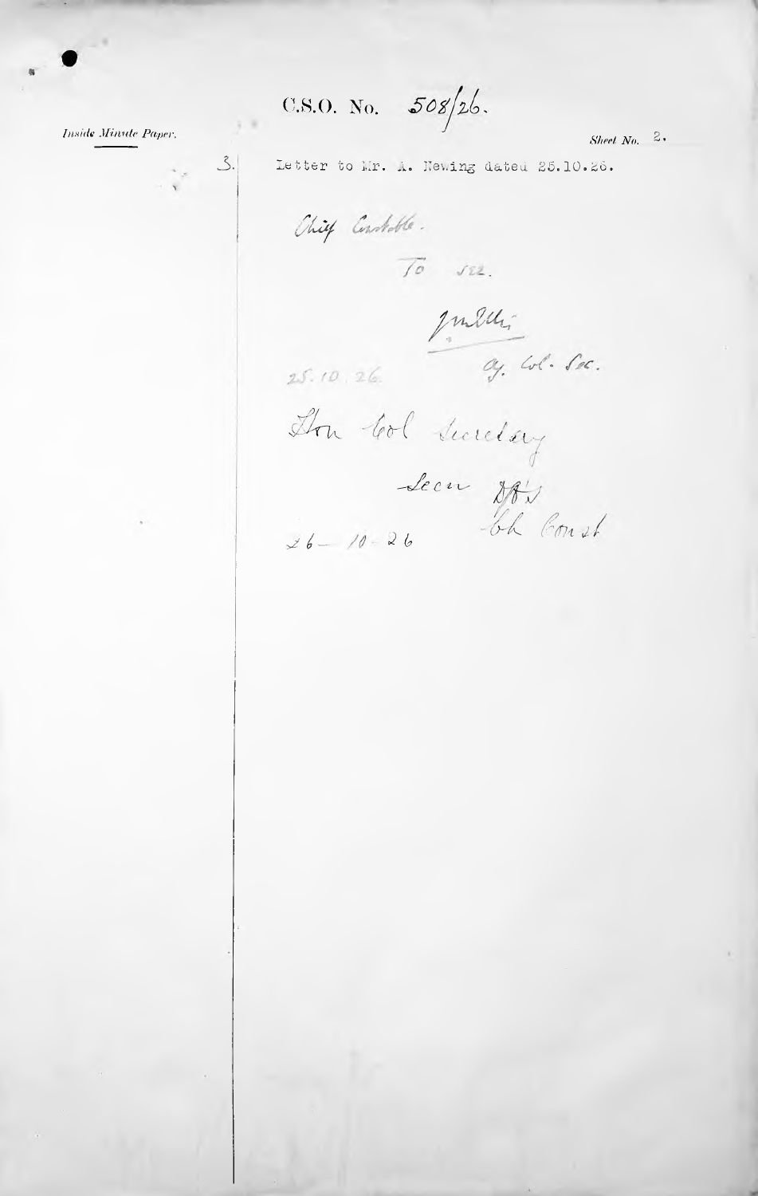C.S.O. No. 508/26.

*Inside Minute Paper.*

Sheet No. 2.

3. Letter to Mr. A. Newing dated 25.10.26.

Chief Constable.

To see.

J. M. Ellis
Ag. Col. Sec.

25.10.26.

Hon Col Secretary

Seen. DBW
Ch Const

26 – 10 – 26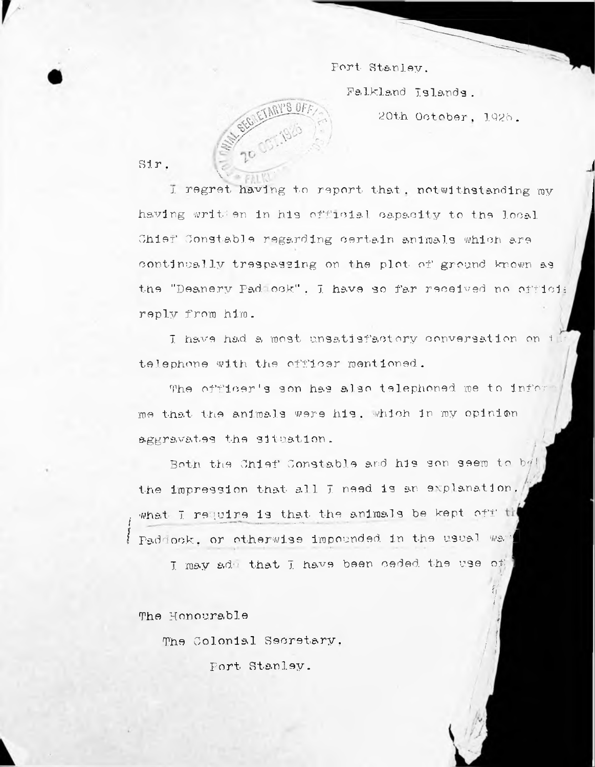Port Stanley.

Falkland Islands.

20th October, 1926.

Sir,

I regret having to report that, notwithstanding my having written in his official capacity to the local Chief Constable regarding certain animals which are continually trespassing on the plot of ground known as the "Deanery Paddock", I have so far received no officia reply from him.

I have had a most unsatisfactory conversation on the telephone with the officer mentioned.

The officer's son has also telephoned me to inform me that the animals were his, which in my opinion aggravates the situation.

Both the Chief Constable and his son seem to be the impression that all I need is an explanation, what I require is that the animals be kept off th Paddock, or otherwise impounded in the usual wa

I may add that I have been ceded the use of

The Honourable

The Colonial Secretary,

Port Stanley.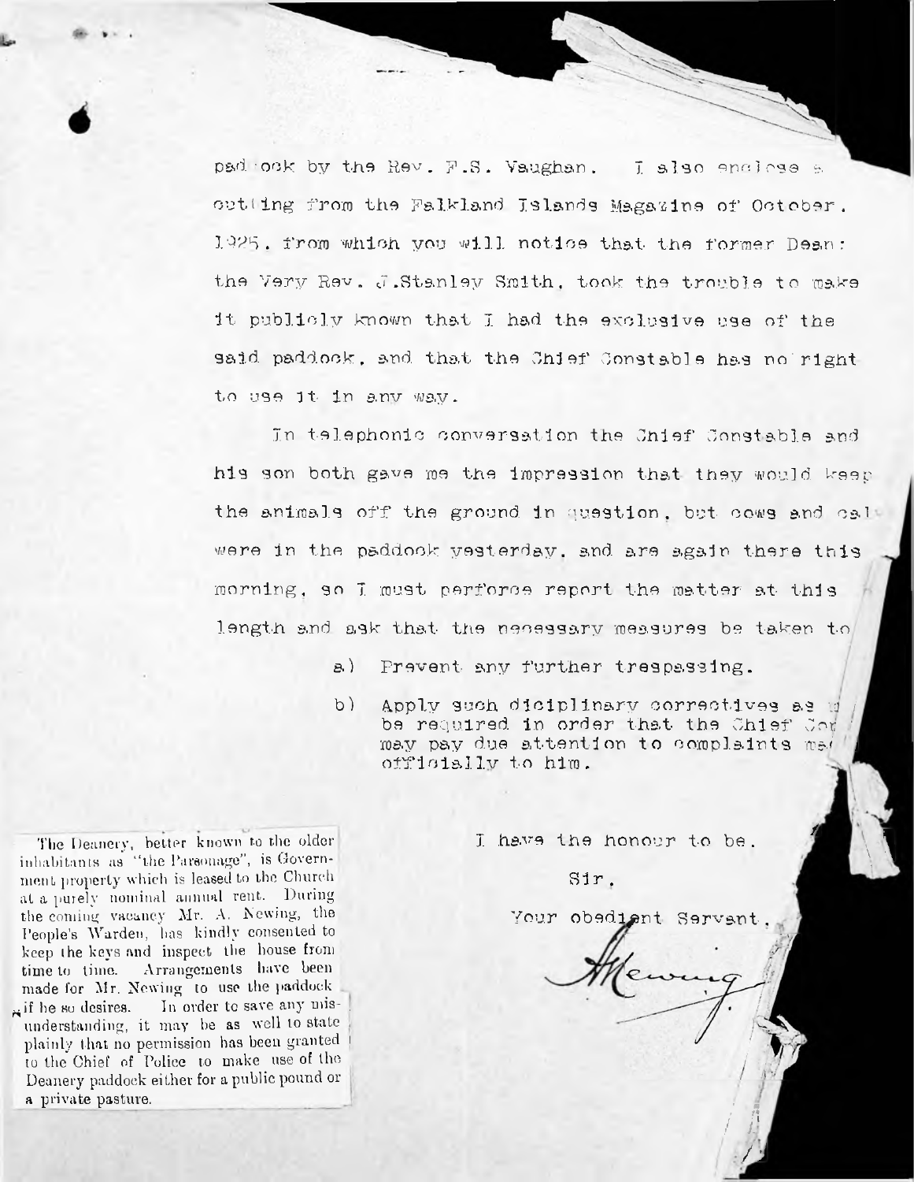paddock by the Rev. F.S. Vaughan. I also enclose a cutting from the Falkland Islands Magazine of October, 1925, from which you will notice that the former Dean: the Very Rev. J.Stanley Smith, took the trouble to make it publicly known that I had the exclusive use of the said paddock, and that the Chief Constable has no right to use it in any way.

In telephonic conversation the Chief Constable and his son both gave me the impression that they would keep the animals off the ground in question, but cows and cal were in the paddock yesterday, and are again there this morning, so I must perforce report the matter at this length and ask that the necessary measures be taken to

a) Prevent any further trespassing.

b) Apply such diciplinary correctives as m be required in order that the Chief Con may pay due attention to complaints ma officially to him.

The Deanery, better known to the older inhabitants as "the Parsonage", is Government property which is leased to the Church at a purely nominal annual rent. During the coming vacancy Mr. A. Newing, the People's Warden, has kindly consented to keep the keys and inspect the house from time to time. Arrangements have been made for Mr. Newing to use the paddock if he so desires. In order to save any misunderstanding, it may be as well to state plainly that no permission has been granted to the Chief of Police to make use of the Deanery paddock either for a public pound or a private pasture.

I have the honour to be.

Sir,

Your obedient Servant,

A Newing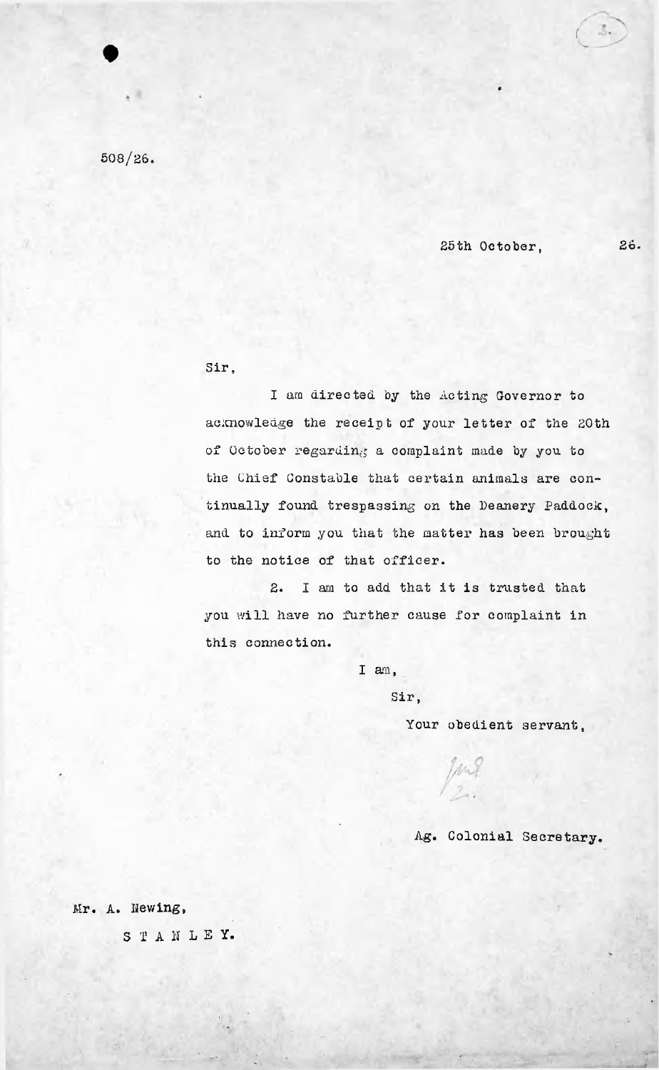508/26.

25th October, 26.

Sir,

I am directed by the Acting Governor to acknowledge the receipt of your letter of the 20th of October regarding a complaint made by you to the Chief Constable that certain animals are continually found trespassing on the Deanery Paddock, and to inform you that the matter has been brought to the notice of that officer.

2. I am to add that it is trusted that you will have no further cause for complaint in this connection.

I am,

Sir,

Your obedient servant,

Ag. Colonial Secretary.

Mr. A. Newing,

STANLEY.